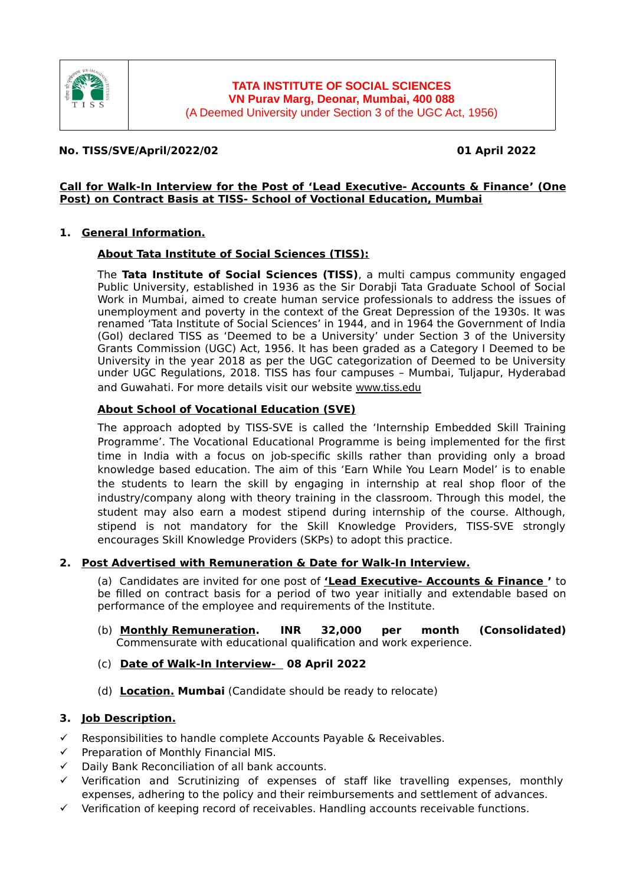**TATA INSTITUTE OF SOCIAL SCIENCES**
**VN Purav Marg, Deonar, Mumbai, 400 088**
(A Deemed University under Section 3 of the UGC Act, 1956)

**No. TISS/SVE/April/2022/02** **01 April 2022**

**Call for Walk-In Interview for the Post of 'Lead Executive- Accounts & Finance' (One Post) on Contract Basis at TISS- School of Voctional Education, Mumbai**

## 1. General Information.

### About Tata Institute of Social Sciences (TISS):

The **Tata Institute of Social Sciences (TISS)**, a multi campus community engaged Public University, established in 1936 as the Sir Dorabji Tata Graduate School of Social Work in Mumbai, aimed to create human service professionals to address the issues of unemployment and poverty in the context of the Great Depression of the 1930s. It was renamed 'Tata Institute of Social Sciences' in 1944, and in 1964 the Government of India (GoI) declared TISS as 'Deemed to be a University' under Section 3 of the University Grants Commission (UGC) Act, 1956. It has been graded as a Category I Deemed to be University in the year 2018 as per the UGC categorization of Deemed to be University under UGC Regulations, 2018. TISS has four campuses – Mumbai, Tuljapur, Hyderabad and Guwahati. For more details visit our website www.tiss.edu

### About School of Vocational Education (SVE)

The approach adopted by TISS-SVE is called the 'Internship Embedded Skill Training Programme'. The Vocational Educational Programme is being implemented for the first time in India with a focus on job-specific skills rather than providing only a broad knowledge based education. The aim of this 'Earn While You Learn Model' is to enable the students to learn the skill by engaging in internship at real shop floor of the industry/company along with theory training in the classroom. Through this model, the student may also earn a modest stipend during internship of the course. Although, stipend is not mandatory for the Skill Knowledge Providers, TISS-SVE strongly encourages Skill Knowledge Providers (SKPs) to adopt this practice.

## 2. Post Advertised with Remuneration & Date for Walk-In Interview.

(a) Candidates are invited for one post of **'Lead Executive- Accounts & Finance '** to be filled on contract basis for a period of two year initially and extendable based on performance of the employee and requirements of the Institute.

(b) **Monthly Remuneration. INR 32,000 per month (Consolidated)** Commensurate with educational qualification and work experience.

(c) **Date of Walk-In Interview- 08 April 2022**

(d) **Location. Mumbai** (Candidate should be ready to relocate)

## 3. Job Description.

- ✓ Responsibilities to handle complete Accounts Payable & Receivables.
- ✓ Preparation of Monthly Financial MIS.
- ✓ Daily Bank Reconciliation of all bank accounts.
- ✓ Verification and Scrutinizing of expenses of staff like travelling expenses, monthly expenses, adhering to the policy and their reimbursements and settlement of advances.
- ✓ Verification of keeping record of receivables. Handling accounts receivable functions.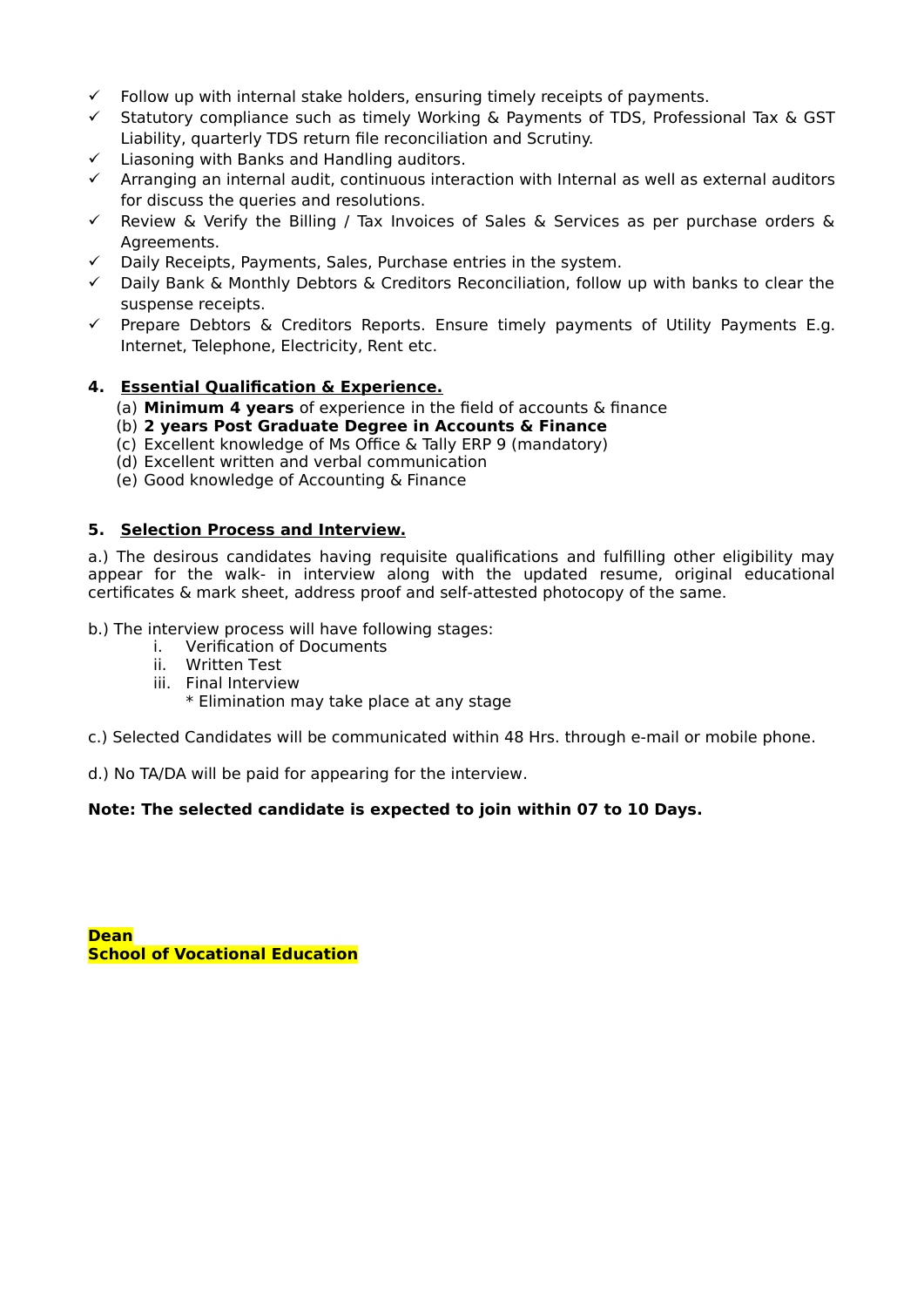- ✓ Follow up with internal stake holders, ensuring timely receipts of payments.
- ✓ Statutory compliance such as timely Working & Payments of TDS, Professional Tax & GST Liability, quarterly TDS return file reconciliation and Scrutiny.
- ✓ Liasoning with Banks and Handling auditors.
- ✓ Arranging an internal audit, continuous interaction with Internal as well as external auditors for discuss the queries and resolutions.
- ✓ Review & Verify the Billing / Tax Invoices of Sales & Services as per purchase orders & Agreements.
- ✓ Daily Receipts, Payments, Sales, Purchase entries in the system.
- ✓ Daily Bank & Monthly Debtors & Creditors Reconciliation, follow up with banks to clear the suspense receipts.
- ✓ Prepare Debtors & Creditors Reports. Ensure timely payments of Utility Payments E.g. Internet, Telephone, Electricity, Rent etc.

**4. <u>Essential Qualification & Experience.</u>**

(a) **Minimum 4 years** of experience in the field of accounts & finance
(b) **2 years Post Graduate Degree in Accounts & Finance**
(c) Excellent knowledge of Ms Office & Tally ERP 9 (mandatory)
(d) Excellent written and verbal communication
(e) Good knowledge of Accounting & Finance

**5. <u>Selection Process and Interview.</u>**

a.) The desirous candidates having requisite qualifications and fulfilling other eligibility may appear for the walk- in interview along with the updated resume, original educational certificates & mark sheet, address proof and self-attested photocopy of the same.

b.) The interview process will have following stages:

i. Verification of Documents
ii. Written Test
iii. Final Interview
* Elimination may take place at any stage

c.) Selected Candidates will be communicated within 48 Hrs. through e-mail or mobile phone.

d.) No TA/DA will be paid for appearing for the interview.

**Note: The selected candidate is expected to join within 07 to 10 Days.**

**Dean**
**School of Vocational Education**